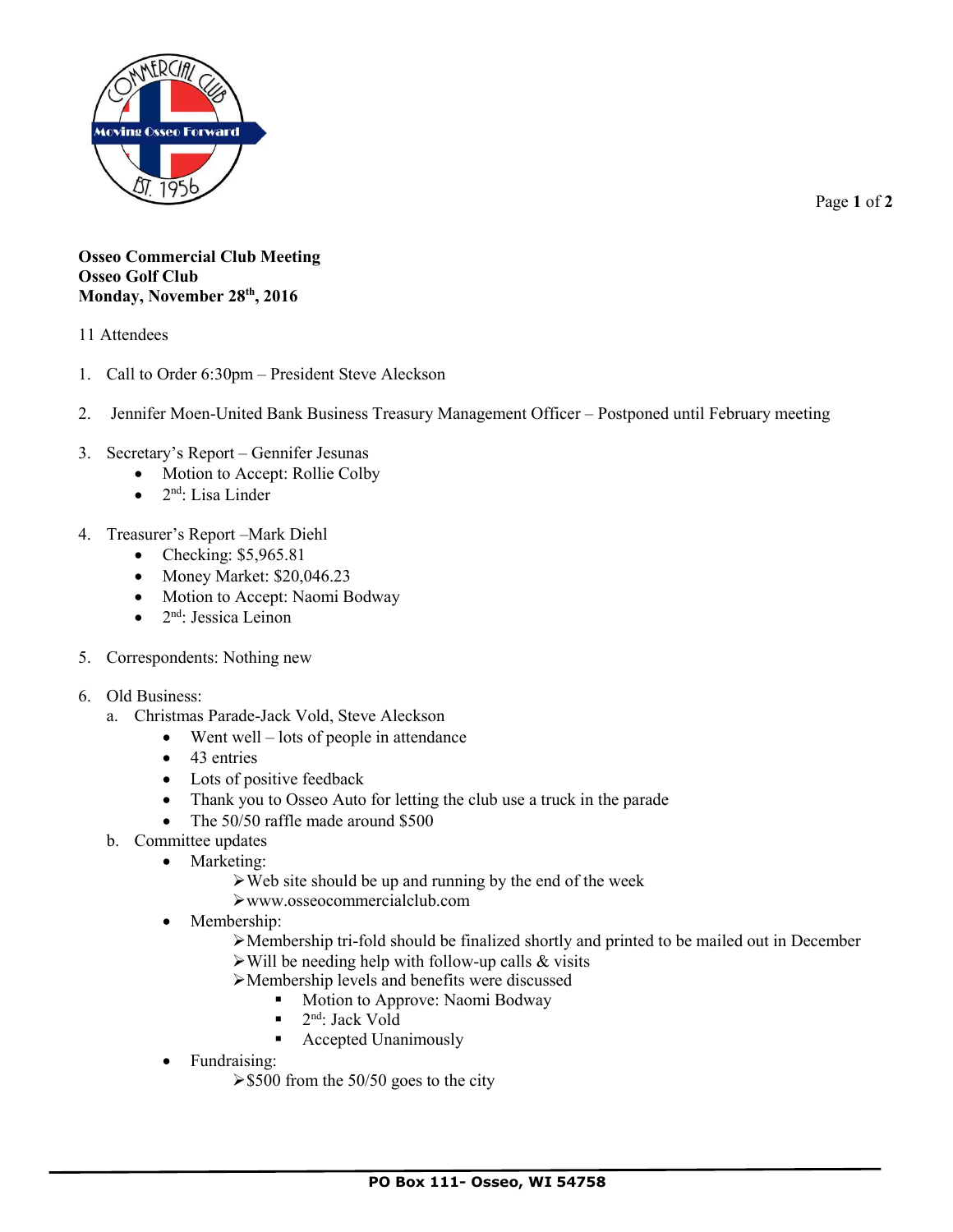**Osseo Commercial Club Meeting**
**Osseo Golf Club**
**Monday, November 28th, 2016**

11 Attendees

1. Call to Order 6:30pm – President Steve Aleckson

2. Jennifer Moen-United Bank Business Treasury Management Officer – Postponed until February meeting

3. Secretary's Report – Gennifer Jesunas
   - Motion to Accept: Rollie Colby
   - 2nd: Lisa Linder

4. Treasurer's Report –Mark Diehl
   - Checking: $5,965.81
   - Money Market: $20,046.23
   - Motion to Accept: Naomi Bodway
   - 2nd: Jessica Leinon

5. Correspondents: Nothing new

6. Old Business:
   a. Christmas Parade-Jack Vold, Steve Aleckson
      - Went well – lots of people in attendance
      - 43 entries
      - Lots of positive feedback
      - Thank you to Osseo Auto for letting the club use a truck in the parade
      - The 50/50 raffle made around $500

   b. Committee updates
      - Marketing:
        - Web site should be up and running by the end of the week
        - www.osseocommercialclub.com
      - Membership:
        - Membership tri-fold should be finalized shortly and printed to be mailed out in December
        - Will be needing help with follow-up calls & visits
        - Membership levels and benefits were discussed
          - Motion to Approve: Naomi Bodway
          - 2nd: Jack Vold
          - Accepted Unanimously
      - Fundraising:
        - $500 from the 50/50 goes to the city

PO Box 111- Osseo, WI 54758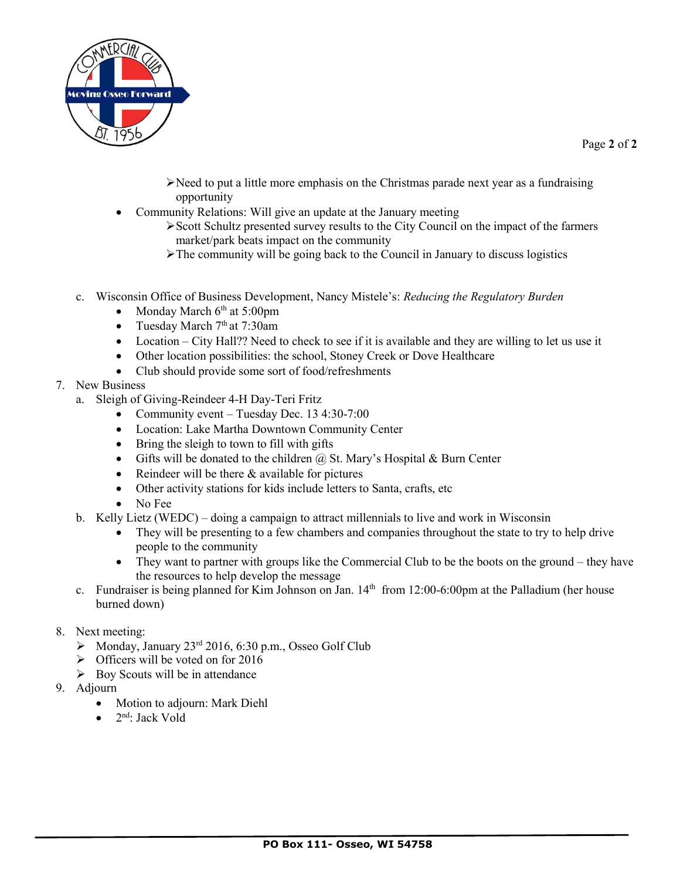- Need to put a little more emphasis on the Christmas parade next year as a fundraising opportunity

- Community Relations: Will give an update at the January meeting
  - Scott Schultz presented survey results to the City Council on the impact of the farmers market/park beats impact on the community
  - The community will be going back to the Council in January to discuss logistics

c. Wisconsin Office of Business Development, Nancy Mistele's: *Reducing the Regulatory Burden*
   - Monday March 6th at 5:00pm
   - Tuesday March 7th at 7:30am
   - Location – City Hall?? Need to check to see if it is available and they are willing to let us use it
   - Other location possibilities: the school, Stoney Creek or Dove Healthcare
   - Club should provide some sort of food/refreshments

7. New Business
   a. Sleigh of Giving-Reindeer 4-H Day-Teri Fritz
      - Community event – Tuesday Dec. 13 4:30-7:00
      - Location: Lake Martha Downtown Community Center
      - Bring the sleigh to town to fill with gifts
      - Gifts will be donated to the children @ St. Mary's Hospital & Burn Center
      - Reindeer will be there & available for pictures
      - Other activity stations for kids include letters to Santa, crafts, etc
      - No Fee
   b. Kelly Lietz (WEDC) – doing a campaign to attract millennials to live and work in Wisconsin
      - They will be presenting to a few chambers and companies throughout the state to try to help drive people to the community
      - They want to partner with groups like the Commercial Club to be the boots on the ground – they have the resources to help develop the message
   c. Fundraiser is being planned for Kim Johnson on Jan. 14th from 12:00-6:00pm at the Palladium (her house burned down)

8. Next meeting:
   - Monday, January 23rd 2016, 6:30 p.m., Osseo Golf Club
   - Officers will be voted on for 2016
   - Boy Scouts will be in attendance
9. Adjourn
   - Motion to adjourn: Mark Diehl
   - 2nd: Jack Vold

PO Box 111- Osseo, WI 54758